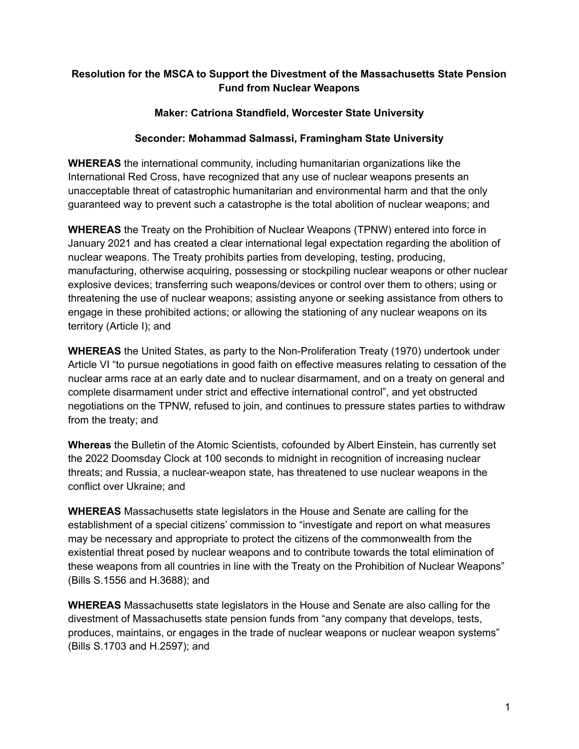**Resolution for the MSCA to Support the Divestment of the Massachusetts State Pension Fund from Nuclear Weapons**

**Maker: Catriona Standfield, Worcester State University**

**Seconder: Mohammad Salmassi, Framingham State University**

**WHEREAS** the international community, including humanitarian organizations like the International Red Cross, have recognized that any use of nuclear weapons presents an unacceptable threat of catastrophic humanitarian and environmental harm and that the only guaranteed way to prevent such a catastrophe is the total abolition of nuclear weapons; and

**WHEREAS** the Treaty on the Prohibition of Nuclear Weapons (TPNW) entered into force in January 2021 and has created a clear international legal expectation regarding the abolition of nuclear weapons. The Treaty prohibits parties from developing, testing, producing, manufacturing, otherwise acquiring, possessing or stockpiling nuclear weapons or other nuclear explosive devices; transferring such weapons/devices or control over them to others; using or threatening the use of nuclear weapons; assisting anyone or seeking assistance from others to engage in these prohibited actions; or allowing the stationing of any nuclear weapons on its territory (Article I); and

**WHEREAS** the United States, as party to the Non-Proliferation Treaty (1970) undertook under Article VI "to pursue negotiations in good faith on effective measures relating to cessation of the nuclear arms race at an early date and to nuclear disarmament, and on a treaty on general and complete disarmament under strict and effective international control", and yet obstructed negotiations on the TPNW, refused to join, and continues to pressure states parties to withdraw from the treaty; and

**Whereas** the Bulletin of the Atomic Scientists, cofounded by Albert Einstein, has currently set the 2022 Doomsday Clock at 100 seconds to midnight in recognition of increasing nuclear threats; and Russia, a nuclear-weapon state, has threatened to use nuclear weapons in the conflict over Ukraine; and

**WHEREAS** Massachusetts state legislators in the House and Senate are calling for the establishment of a special citizens' commission to "investigate and report on what measures may be necessary and appropriate to protect the citizens of the commonwealth from the existential threat posed by nuclear weapons and to contribute towards the total elimination of these weapons from all countries in line with the Treaty on the Prohibition of Nuclear Weapons" (Bills S.1556 and H.3688); and

**WHEREAS** Massachusetts state legislators in the House and Senate are also calling for the divestment of Massachusetts state pension funds from "any company that develops, tests, produces, maintains, or engages in the trade of nuclear weapons or nuclear weapon systems" (Bills S.1703 and H.2597); and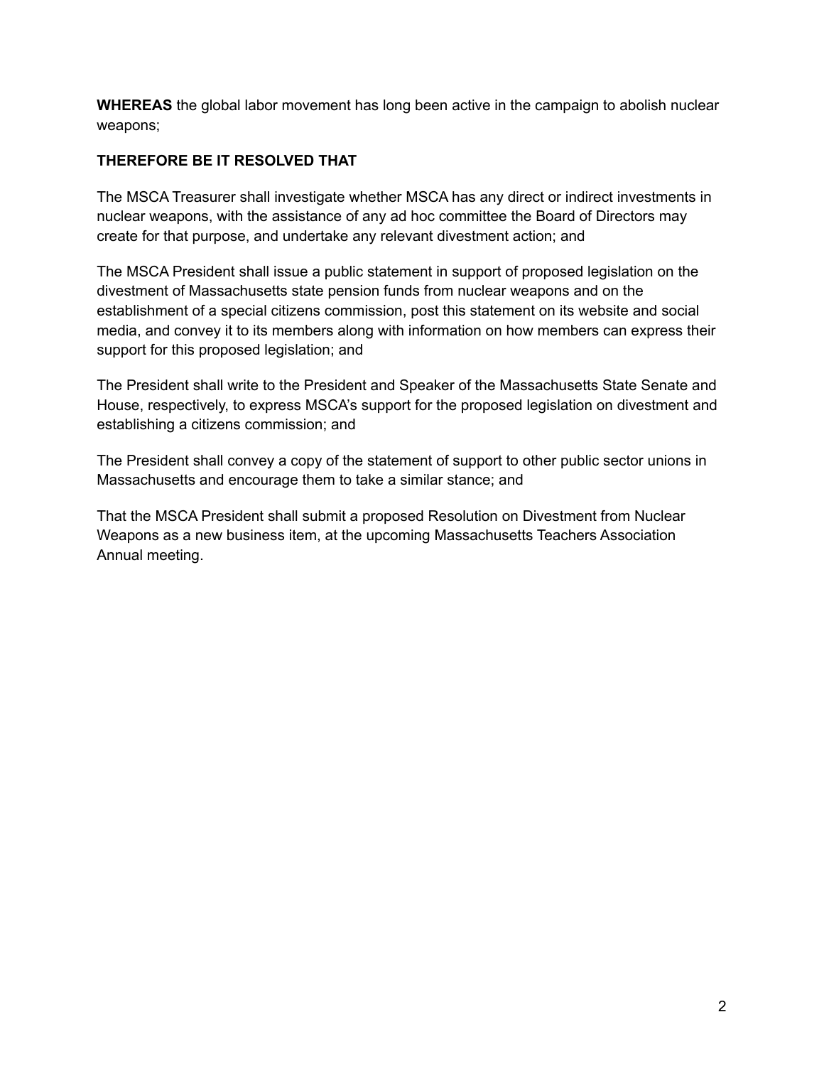**WHEREAS** the global labor movement has long been active in the campaign to abolish nuclear weapons;

**THEREFORE BE IT RESOLVED THAT**

The MSCA Treasurer shall investigate whether MSCA has any direct or indirect investments in nuclear weapons, with the assistance of any ad hoc committee the Board of Directors may create for that purpose, and undertake any relevant divestment action; and

The MSCA President shall issue a public statement in support of proposed legislation on the divestment of Massachusetts state pension funds from nuclear weapons and on the establishment of a special citizens commission, post this statement on its website and social media, and convey it to its members along with information on how members can express their support for this proposed legislation; and

The President shall write to the President and Speaker of the Massachusetts State Senate and House, respectively, to express MSCA's support for the proposed legislation on divestment and establishing a citizens commission; and

The President shall convey a copy of the statement of support to other public sector unions in Massachusetts and encourage them to take a similar stance; and

That the MSCA President shall submit a proposed Resolution on Divestment from Nuclear Weapons as a new business item, at the upcoming Massachusetts Teachers Association Annual meeting.